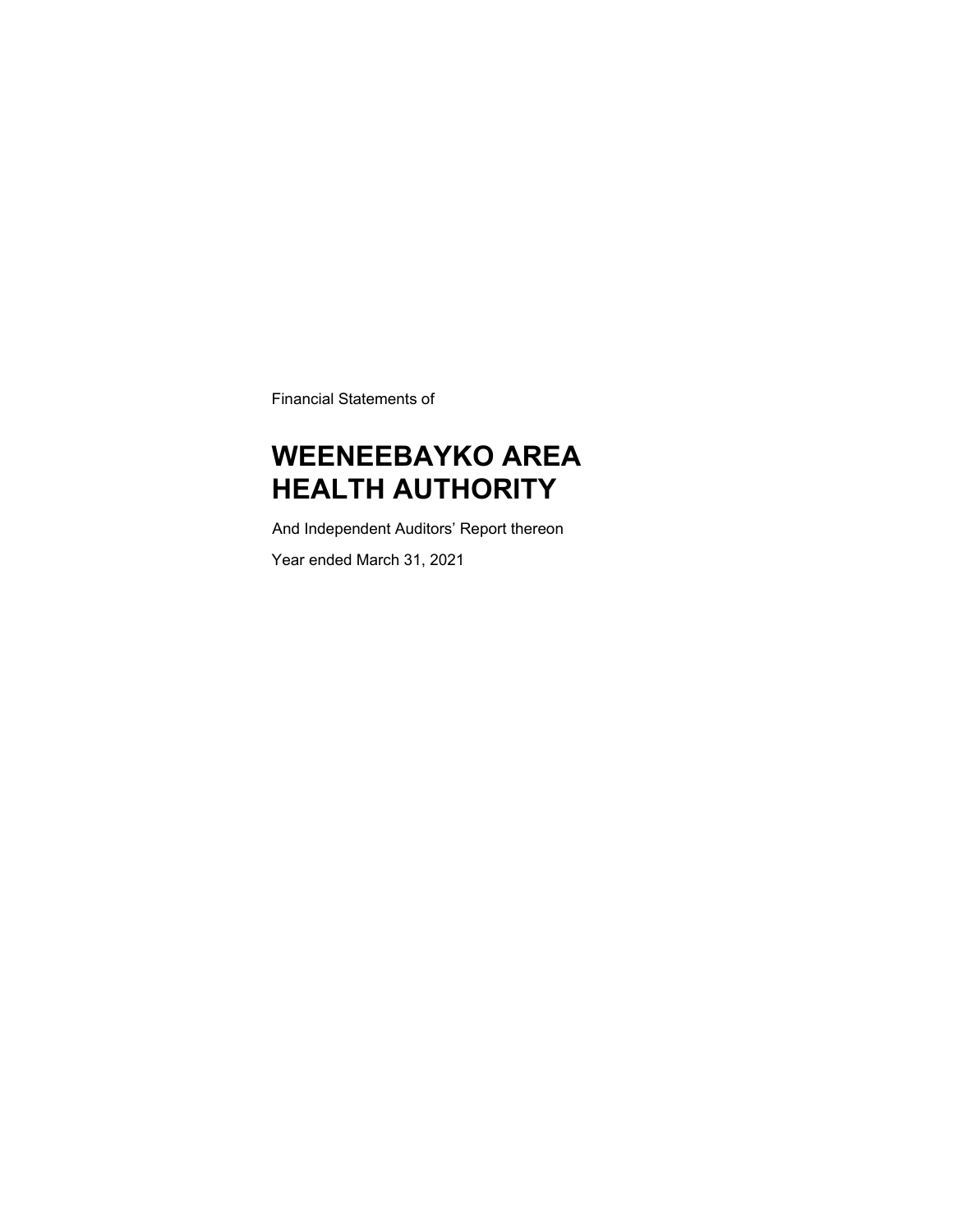Financial Statements of

# WEENEEBAYKO AREA HEALTH AUTHORITY

And Independent Auditors' Report thereon

Year ended March 31, 2021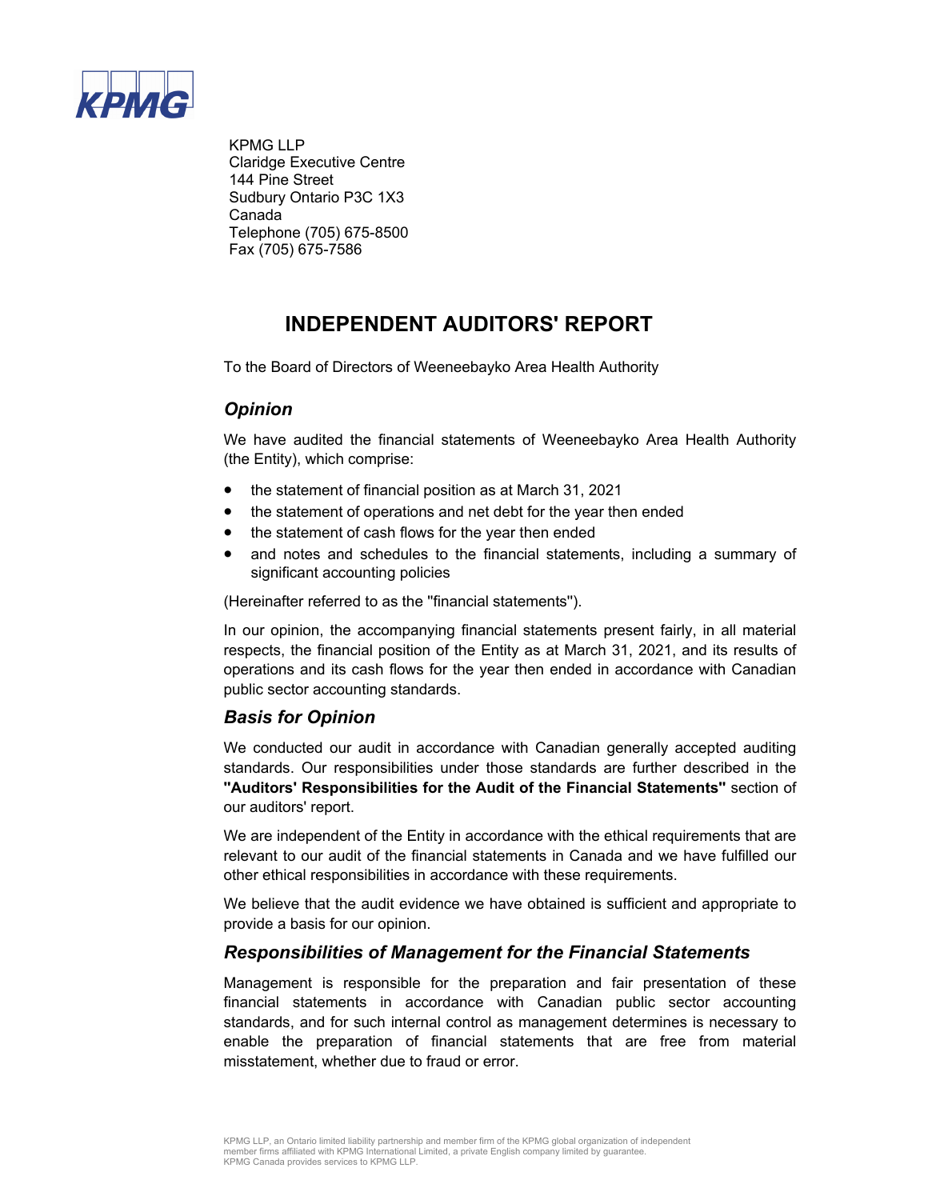KPMG LLP
Claridge Executive Centre
144 Pine Street
Sudbury Ontario P3C 1X3
Canada
Telephone (705) 675-8500
Fax (705) 675-7586

# INDEPENDENT AUDITORS' REPORT

To the Board of Directors of Weeneebayko Area Health Authority

## *Opinion*

We have audited the financial statements of Weeneebayko Area Health Authority (the Entity), which comprise:

- the statement of financial position as at March 31, 2021
- the statement of operations and net debt for the year then ended
- the statement of cash flows for the year then ended
- and notes and schedules to the financial statements, including a summary of significant accounting policies

(Hereinafter referred to as the "financial statements").

In our opinion, the accompanying financial statements present fairly, in all material respects, the financial position of the Entity as at March 31, 2021, and its results of operations and its cash flows for the year then ended in accordance with Canadian public sector accounting standards.

## *Basis for Opinion*

We conducted our audit in accordance with Canadian generally accepted auditing standards. Our responsibilities under those standards are further described in the **"Auditors' Responsibilities for the Audit of the Financial Statements"** section of our auditors' report.

We are independent of the Entity in accordance with the ethical requirements that are relevant to our audit of the financial statements in Canada and we have fulfilled our other ethical responsibilities in accordance with these requirements.

We believe that the audit evidence we have obtained is sufficient and appropriate to provide a basis for our opinion.

## *Responsibilities of Management for the Financial Statements*

Management is responsible for the preparation and fair presentation of these financial statements in accordance with Canadian public sector accounting standards, and for such internal control as management determines is necessary to enable the preparation of financial statements that are free from material misstatement, whether due to fraud or error.

KPMG LLP, an Ontario limited liability partnership and member firm of the KPMG global organization of independent member firms affiliated with KPMG International Limited, a private English company limited by guarantee.
KPMG Canada provides services to KPMG LLP.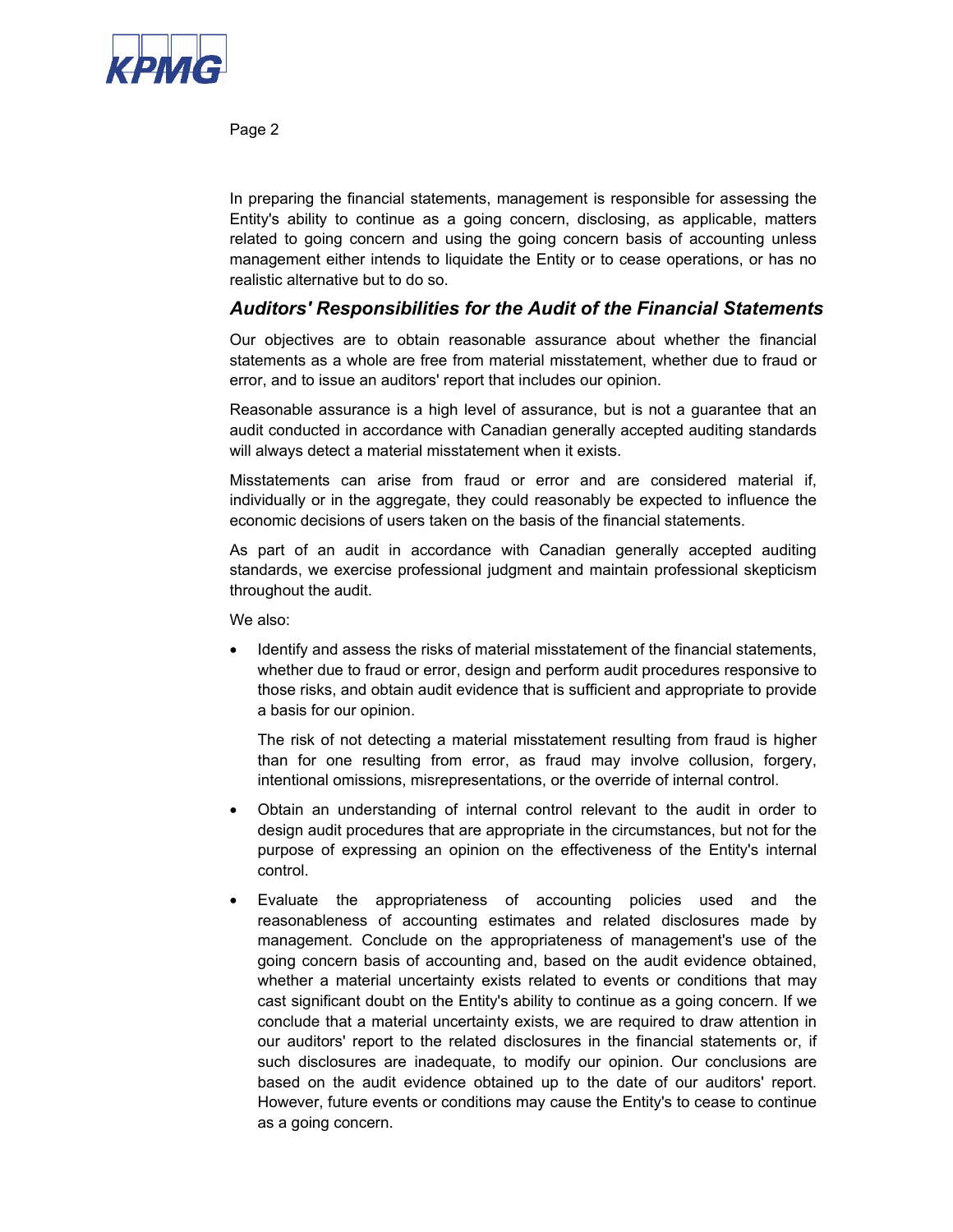In preparing the financial statements, management is responsible for assessing the Entity's ability to continue as a going concern, disclosing, as applicable, matters related to going concern and using the going concern basis of accounting unless management either intends to liquidate the Entity or to cease operations, or has no realistic alternative but to do so.

## *Auditors' Responsibilities for the Audit of the Financial Statements*

Our objectives are to obtain reasonable assurance about whether the financial statements as a whole are free from material misstatement, whether due to fraud or error, and to issue an auditors' report that includes our opinion.

Reasonable assurance is a high level of assurance, but is not a guarantee that an audit conducted in accordance with Canadian generally accepted auditing standards will always detect a material misstatement when it exists.

Misstatements can arise from fraud or error and are considered material if, individually or in the aggregate, they could reasonably be expected to influence the economic decisions of users taken on the basis of the financial statements.

As part of an audit in accordance with Canadian generally accepted auditing standards, we exercise professional judgment and maintain professional skepticism throughout the audit.

We also:

- Identify and assess the risks of material misstatement of the financial statements, whether due to fraud or error, design and perform audit procedures responsive to those risks, and obtain audit evidence that is sufficient and appropriate to provide a basis for our opinion.

  The risk of not detecting a material misstatement resulting from fraud is higher than for one resulting from error, as fraud may involve collusion, forgery, intentional omissions, misrepresentations, or the override of internal control.

- Obtain an understanding of internal control relevant to the audit in order to design audit procedures that are appropriate in the circumstances, but not for the purpose of expressing an opinion on the effectiveness of the Entity's internal control.

- Evaluate the appropriateness of accounting policies used and the reasonableness of accounting estimates and related disclosures made by management. Conclude on the appropriateness of management's use of the going concern basis of accounting and, based on the audit evidence obtained, whether a material uncertainty exists related to events or conditions that may cast significant doubt on the Entity's ability to continue as a going concern. If we conclude that a material uncertainty exists, we are required to draw attention in our auditors' report to the related disclosures in the financial statements or, if such disclosures are inadequate, to modify our opinion. Our conclusions are based on the audit evidence obtained up to the date of our auditors' report. However, future events or conditions may cause the Entity's to cease to continue as a going concern.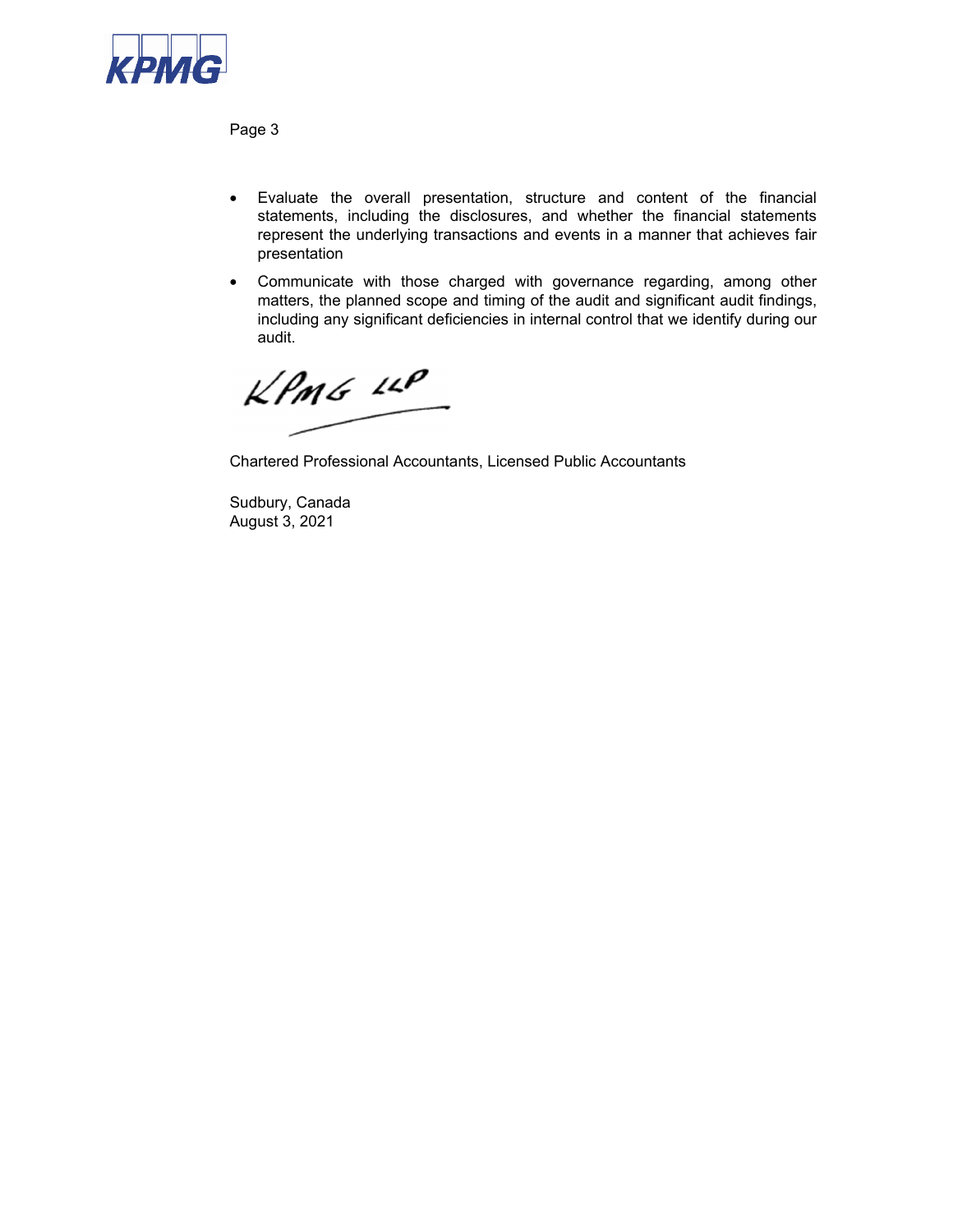- Evaluate the overall presentation, structure and content of the financial statements, including the disclosures, and whether the financial statements represent the underlying transactions and events in a manner that achieves fair presentation
- Communicate with those charged with governance regarding, among other matters, the planned scope and timing of the audit and significant audit findings, including any significant deficiencies in internal control that we identify during our audit.

KPMG LLP

Chartered Professional Accountants, Licensed Public Accountants

Sudbury, Canada
August 3, 2021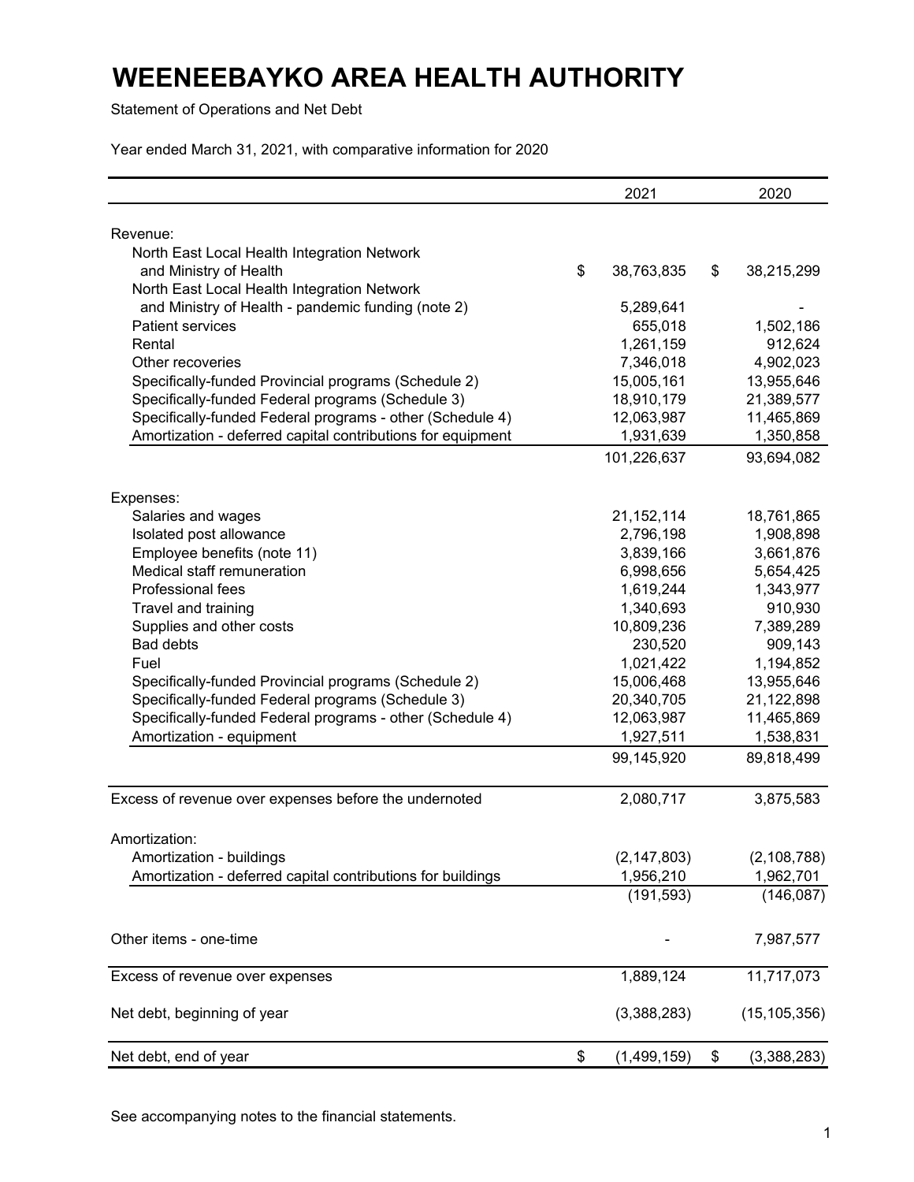# WEENEEBAYKO AREA HEALTH AUTHORITY

Statement of Operations and Net Debt

Year ended March 31, 2021, with comparative information for 2020

| | 2021 | 2020 |
|---|---|---|
| Revenue: | | |
| North East Local Health Integration Network and Ministry of Health | $ 38,763,835 | $ 38,215,299 |
| North East Local Health Integration Network and Ministry of Health - pandemic funding (note 2) | 5,289,641 | - |
| Patient services | 655,018 | 1,502,186 |
| Rental | 1,261,159 | 912,624 |
| Other recoveries | 7,346,018 | 4,902,023 |
| Specifically-funded Provincial programs (Schedule 2) | 15,005,161 | 13,955,646 |
| Specifically-funded Federal programs (Schedule 3) | 18,910,179 | 21,389,577 |
| Specifically-funded Federal programs - other (Schedule 4) | 12,063,987 | 11,465,869 |
| Amortization - deferred capital contributions for equipment | 1,931,639 | 1,350,858 |
| | 101,226,637 | 93,694,082 |
| Expenses: | | |
| Salaries and wages | 21,152,114 | 18,761,865 |
| Isolated post allowance | 2,796,198 | 1,908,898 |
| Employee benefits (note 11) | 3,839,166 | 3,661,876 |
| Medical staff remuneration | 6,998,656 | 5,654,425 |
| Professional fees | 1,619,244 | 1,343,977 |
| Travel and training | 1,340,693 | 910,930 |
| Supplies and other costs | 10,809,236 | 7,389,289 |
| Bad debts | 230,520 | 909,143 |
| Fuel | 1,021,422 | 1,194,852 |
| Specifically-funded Provincial programs (Schedule 2) | 15,006,468 | 13,955,646 |
| Specifically-funded Federal programs (Schedule 3) | 20,340,705 | 21,122,898 |
| Specifically-funded Federal programs - other (Schedule 4) | 12,063,987 | 11,465,869 |
| Amortization - equipment | 1,927,511 | 1,538,831 |
| | 99,145,920 | 89,818,499 |
| Excess of revenue over expenses before the undernoted | 2,080,717 | 3,875,583 |
| Amortization: | | |
| Amortization - buildings | (2,147,803) | (2,108,788) |
| Amortization - deferred capital contributions for buildings | 1,956,210 | 1,962,701 |
| | (191,593) | (146,087) |
| Other items - one-time | - | 7,987,577 |
| Excess of revenue over expenses | 1,889,124 | 11,717,073 |
| Net debt, beginning of year | (3,388,283) | (15,105,356) |
| Net debt, end of year | $ (1,499,159) | $ (3,388,283) |

See accompanying notes to the financial statements.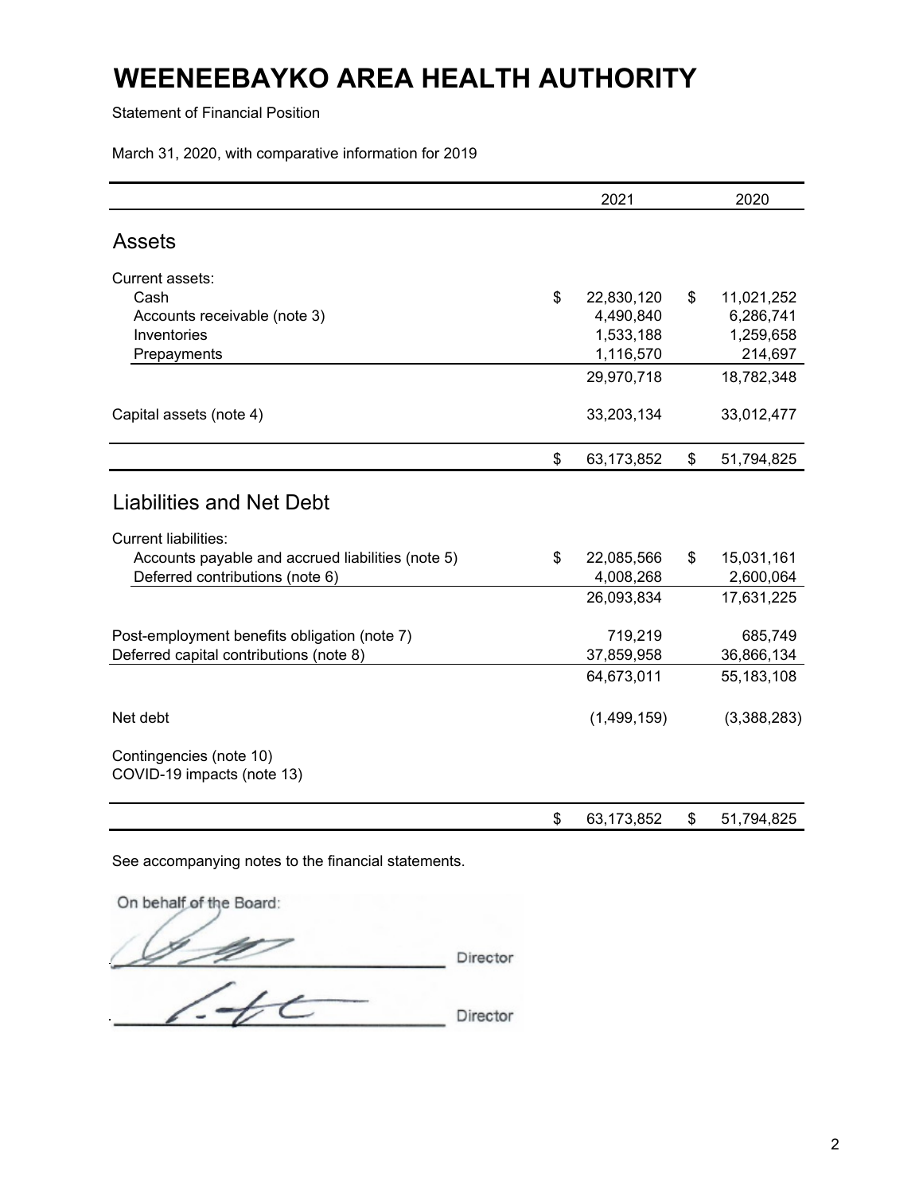# WEENEEBAYKO AREA HEALTH AUTHORITY

Statement of Financial Position

March 31, 2020, with comparative information for 2019

| | 2021 | 2020 |
|---|---|---|
| **Assets** | | |
| Current assets: | | |
| Cash | $ 22,830,120 | $ 11,021,252 |
| Accounts receivable (note 3) | 4,490,840 | 6,286,741 |
| Inventories | 1,533,188 | 1,259,658 |
| Prepayments | 1,116,570 | 214,697 |
| | 29,970,718 | 18,782,348 |
| Capital assets (note 4) | 33,203,134 | 33,012,477 |
| | $ 63,173,852 | $ 51,794,825 |
| **Liabilities and Net Debt** | | |
| Current liabilities: | | |
| Accounts payable and accrued liabilities (note 5) | $ 22,085,566 | $ 15,031,161 |
| Deferred contributions (note 6) | 4,008,268 | 2,600,064 |
| | 26,093,834 | 17,631,225 |
| Post-employment benefits obligation (note 7) | 719,219 | 685,749 |
| Deferred capital contributions (note 8) | 37,859,958 | 36,866,134 |
| | 64,673,011 | 55,183,108 |
| Net debt | (1,499,159) | (3,388,283) |
| Contingencies (note 10) | | |
| COVID-19 impacts (note 13) | | |
| | $ 63,173,852 | $ 51,794,825 |

See accompanying notes to the financial statements.

On behalf of the Board:

_________________________ Director

_________________________ Director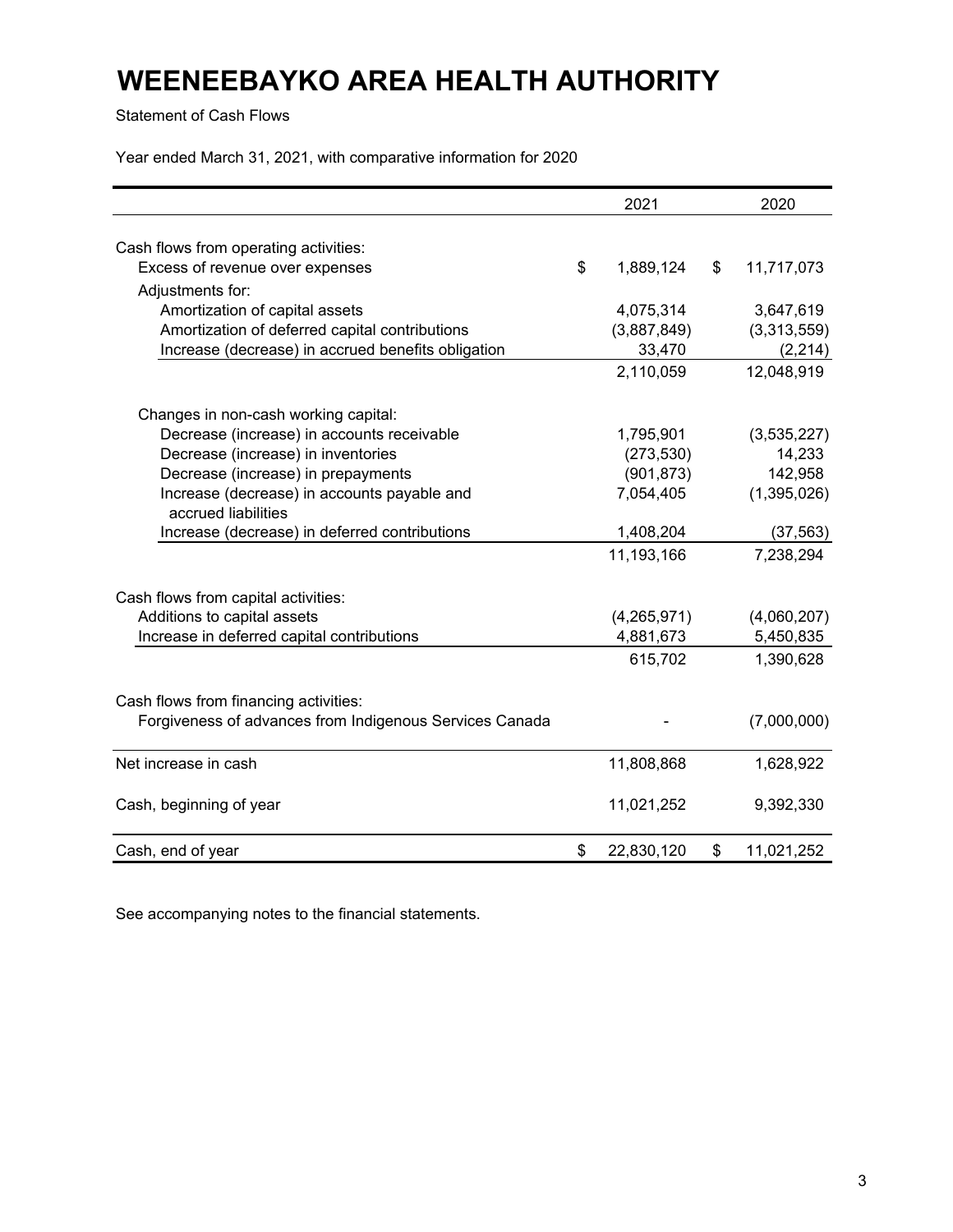# WEENEEBAYKO AREA HEALTH AUTHORITY

Statement of Cash Flows

Year ended March 31, 2021, with comparative information for 2020

| | 2021 | 2020 |
|---|---|---|
| Cash flows from operating activities: | | |
| Excess of revenue over expenses | $ 1,889,124 | $ 11,717,073 |
| Adjustments for: | | |
| Amortization of capital assets | 4,075,314 | 3,647,619 |
| Amortization of deferred capital contributions | (3,887,849) | (3,313,559) |
| Increase (decrease) in accrued benefits obligation | 33,470 | (2,214) |
| | 2,110,059 | 12,048,919 |
| Changes in non-cash working capital: | | |
| Decrease (increase) in accounts receivable | 1,795,901 | (3,535,227) |
| Decrease (increase) in inventories | (273,530) | 14,233 |
| Decrease (increase) in prepayments | (901,873) | 142,958 |
| Increase (decrease) in accounts payable and accrued liabilities | 7,054,405 | (1,395,026) |
| Increase (decrease) in deferred contributions | 1,408,204 | (37,563) |
| | 11,193,166 | 7,238,294 |
| Cash flows from capital activities: | | |
| Additions to capital assets | (4,265,971) | (4,060,207) |
| Increase in deferred capital contributions | 4,881,673 | 5,450,835 |
| | 615,702 | 1,390,628 |
| Cash flows from financing activities: | | |
| Forgiveness of advances from Indigenous Services Canada | - | (7,000,000) |
| Net increase in cash | 11,808,868 | 1,628,922 |
| Cash, beginning of year | 11,021,252 | 9,392,330 |
| Cash, end of year | $ 22,830,120 | $ 11,021,252 |

See accompanying notes to the financial statements.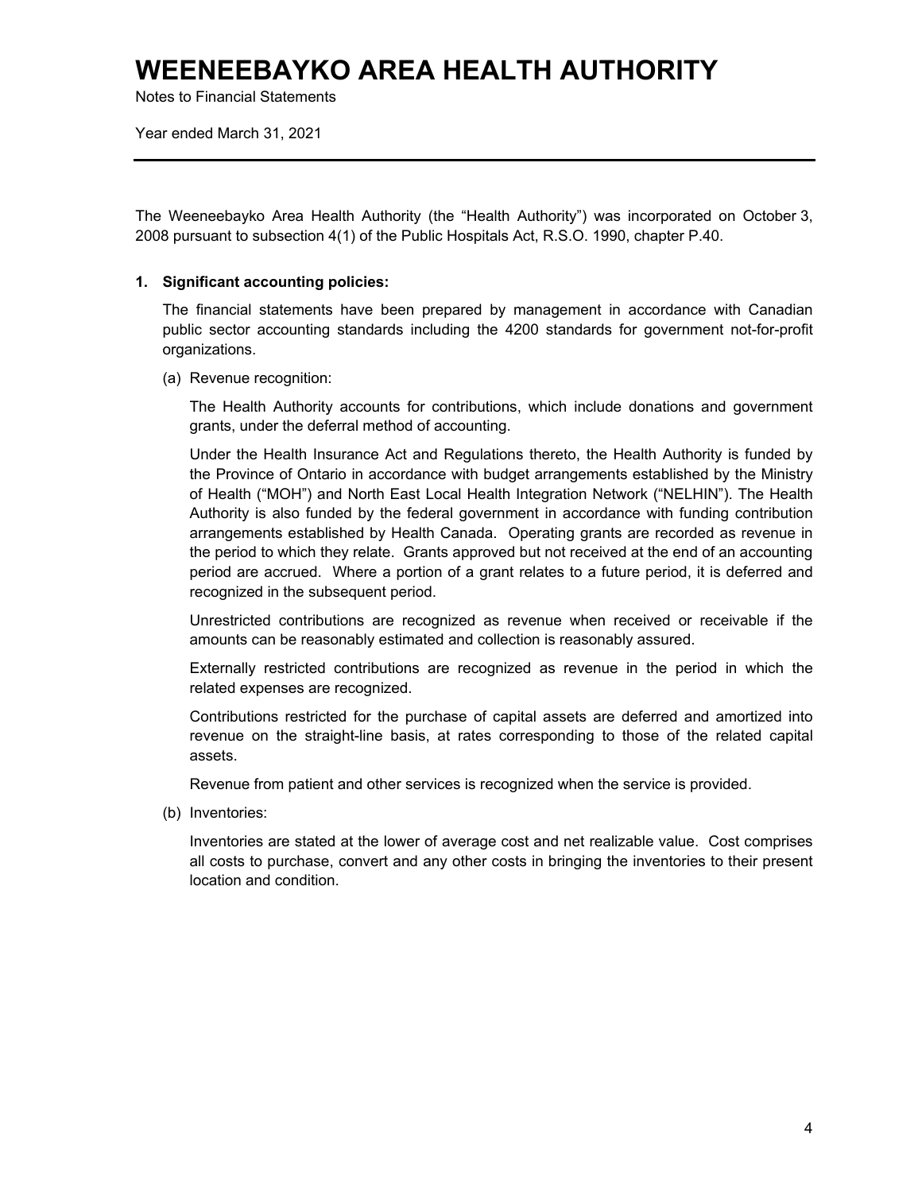# WEENEEBAYKO AREA HEALTH AUTHORITY

Notes to Financial Statements

Year ended March 31, 2021

---

The Weeneebayko Area Health Authority (the "Health Authority") was incorporated on October 3, 2008 pursuant to subsection 4(1) of the Public Hospitals Act, R.S.O. 1990, chapter P.40.

**1. Significant accounting policies:**

The financial statements have been prepared by management in accordance with Canadian public sector accounting standards including the 4200 standards for government not-for-profit organizations.

(a) Revenue recognition:

The Health Authority accounts for contributions, which include donations and government grants, under the deferral method of accounting.

Under the Health Insurance Act and Regulations thereto, the Health Authority is funded by the Province of Ontario in accordance with budget arrangements established by the Ministry of Health ("MOH") and North East Local Health Integration Network ("NELHIN"). The Health Authority is also funded by the federal government in accordance with funding contribution arrangements established by Health Canada. Operating grants are recorded as revenue in the period to which they relate. Grants approved but not received at the end of an accounting period are accrued. Where a portion of a grant relates to a future period, it is deferred and recognized in the subsequent period.

Unrestricted contributions are recognized as revenue when received or receivable if the amounts can be reasonably estimated and collection is reasonably assured.

Externally restricted contributions are recognized as revenue in the period in which the related expenses are recognized.

Contributions restricted for the purchase of capital assets are deferred and amortized into revenue on the straight-line basis, at rates corresponding to those of the related capital assets.

Revenue from patient and other services is recognized when the service is provided.

(b) Inventories:

Inventories are stated at the lower of average cost and net realizable value. Cost comprises all costs to purchase, convert and any other costs in bringing the inventories to their present location and condition.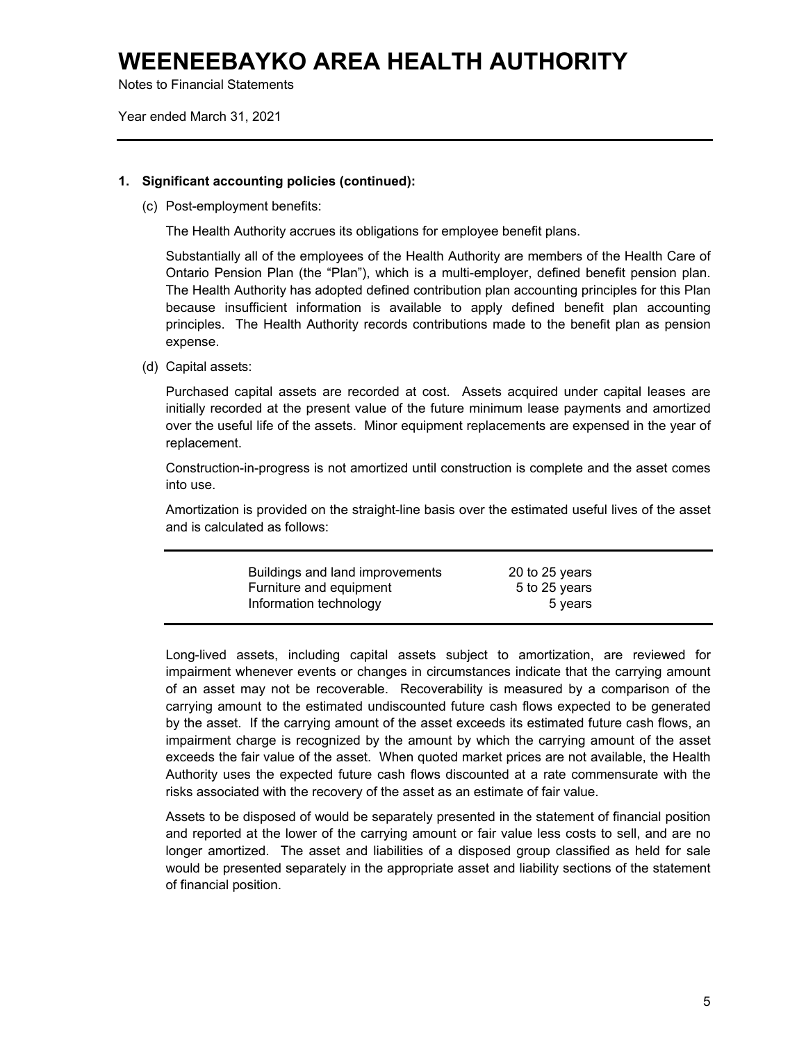# WEENEEBAYKO AREA HEALTH AUTHORITY

Notes to Financial Statements

Year ended March 31, 2021

---

**1. Significant accounting policies (continued):**

(c) Post-employment benefits:

The Health Authority accrues its obligations for employee benefit plans.

Substantially all of the employees of the Health Authority are members of the Health Care of Ontario Pension Plan (the "Plan"), which is a multi-employer, defined benefit pension plan. The Health Authority has adopted defined contribution plan accounting principles for this Plan because insufficient information is available to apply defined benefit plan accounting principles. The Health Authority records contributions made to the benefit plan as pension expense.

(d) Capital assets:

Purchased capital assets are recorded at cost. Assets acquired under capital leases are initially recorded at the present value of the future minimum lease payments and amortized over the useful life of the assets. Minor equipment replacements are expensed in the year of replacement.

Construction-in-progress is not amortized until construction is complete and the asset comes into use.

Amortization is provided on the straight-line basis over the estimated useful lives of the asset and is calculated as follows:

| Asset | Useful life |
|---|---|
| Buildings and land improvements | 20 to 25 years |
| Furniture and equipment | 5 to 25 years |
| Information technology | 5 years |

Long-lived assets, including capital assets subject to amortization, are reviewed for impairment whenever events or changes in circumstances indicate that the carrying amount of an asset may not be recoverable. Recoverability is measured by a comparison of the carrying amount to the estimated undiscounted future cash flows expected to be generated by the asset. If the carrying amount of the asset exceeds its estimated future cash flows, an impairment charge is recognized by the amount by which the carrying amount of the asset exceeds the fair value of the asset. When quoted market prices are not available, the Health Authority uses the expected future cash flows discounted at a rate commensurate with the risks associated with the recovery of the asset as an estimate of fair value.

Assets to be disposed of would be separately presented in the statement of financial position and reported at the lower of the carrying amount or fair value less costs to sell, and are no longer amortized. The asset and liabilities of a disposed group classified as held for sale would be presented separately in the appropriate asset and liability sections of the statement of financial position.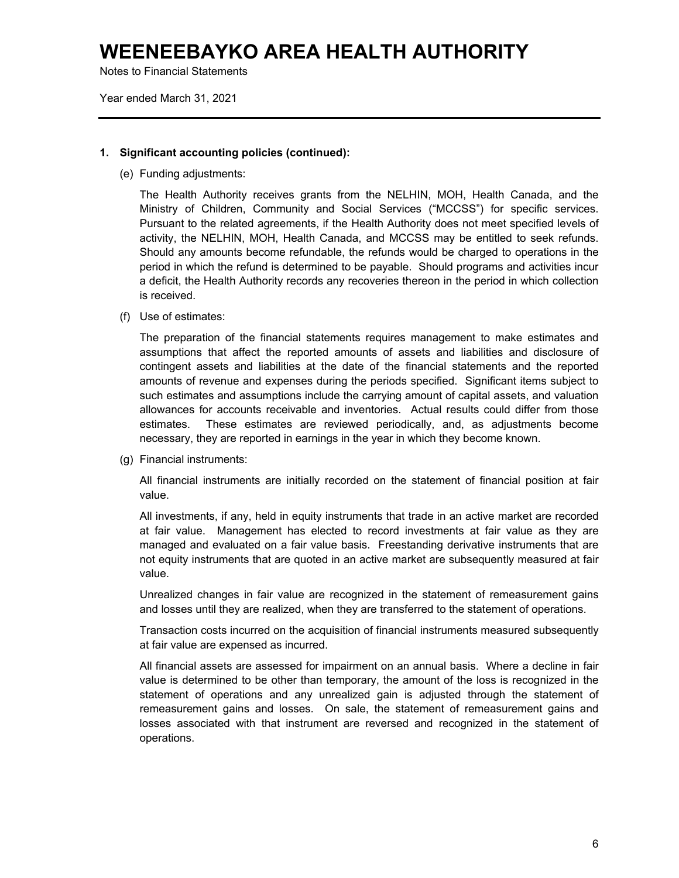# WEENEEBAYKO AREA HEALTH AUTHORITY

Notes to Financial Statements

Year ended March 31, 2021

---

**1. Significant accounting policies (continued):**

(e) Funding adjustments:

The Health Authority receives grants from the NELHIN, MOH, Health Canada, and the Ministry of Children, Community and Social Services ("MCCSS") for specific services. Pursuant to the related agreements, if the Health Authority does not meet specified levels of activity, the NELHIN, MOH, Health Canada, and MCCSS may be entitled to seek refunds. Should any amounts become refundable, the refunds would be charged to operations in the period in which the refund is determined to be payable. Should programs and activities incur a deficit, the Health Authority records any recoveries thereon in the period in which collection is received.

(f) Use of estimates:

The preparation of the financial statements requires management to make estimates and assumptions that affect the reported amounts of assets and liabilities and disclosure of contingent assets and liabilities at the date of the financial statements and the reported amounts of revenue and expenses during the periods specified. Significant items subject to such estimates and assumptions include the carrying amount of capital assets, and valuation allowances for accounts receivable and inventories. Actual results could differ from those estimates. These estimates are reviewed periodically, and, as adjustments become necessary, they are reported in earnings in the year in which they become known.

(g) Financial instruments:

All financial instruments are initially recorded on the statement of financial position at fair value.

All investments, if any, held in equity instruments that trade in an active market are recorded at fair value. Management has elected to record investments at fair value as they are managed and evaluated on a fair value basis. Freestanding derivative instruments that are not equity instruments that are quoted in an active market are subsequently measured at fair value.

Unrealized changes in fair value are recognized in the statement of remeasurement gains and losses until they are realized, when they are transferred to the statement of operations.

Transaction costs incurred on the acquisition of financial instruments measured subsequently at fair value are expensed as incurred.

All financial assets are assessed for impairment on an annual basis. Where a decline in fair value is determined to be other than temporary, the amount of the loss is recognized in the statement of operations and any unrealized gain is adjusted through the statement of remeasurement gains and losses. On sale, the statement of remeasurement gains and losses associated with that instrument are reversed and recognized in the statement of operations.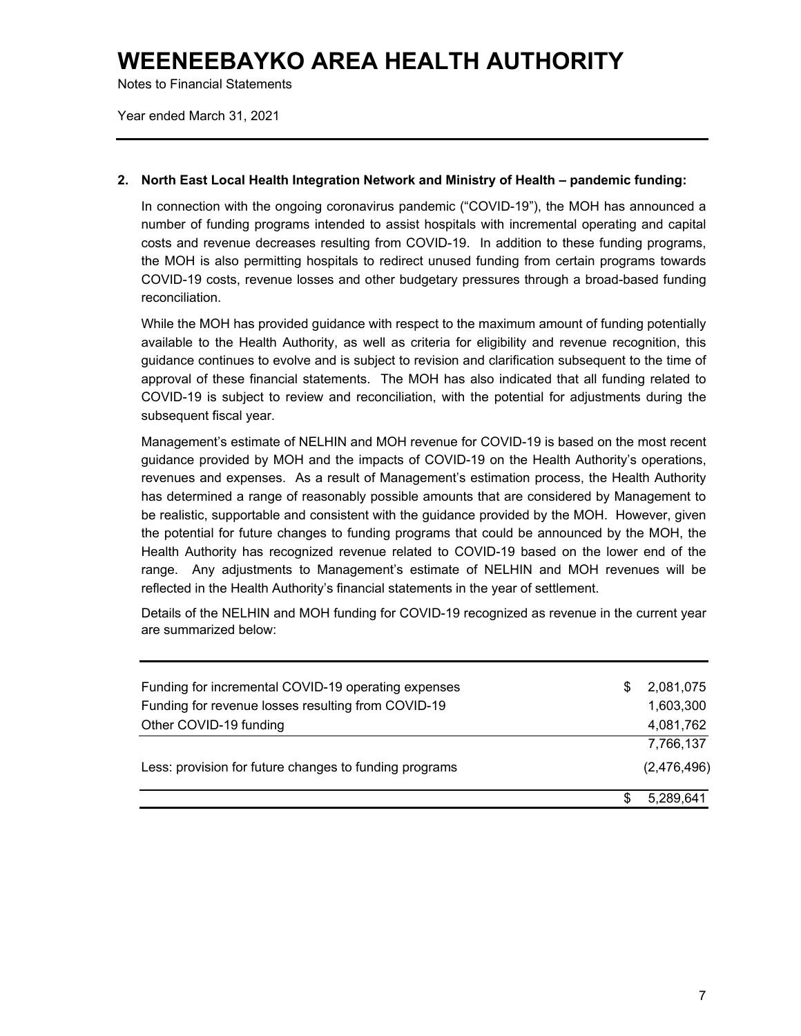# WEENEEBAYKO AREA HEALTH AUTHORITY

Notes to Financial Statements

Year ended March 31, 2021

---

**2. North East Local Health Integration Network and Ministry of Health – pandemic funding:**

In connection with the ongoing coronavirus pandemic ("COVID-19"), the MOH has announced a number of funding programs intended to assist hospitals with incremental operating and capital costs and revenue decreases resulting from COVID-19. In addition to these funding programs, the MOH is also permitting hospitals to redirect unused funding from certain programs towards COVID-19 costs, revenue losses and other budgetary pressures through a broad-based funding reconciliation.

While the MOH has provided guidance with respect to the maximum amount of funding potentially available to the Health Authority, as well as criteria for eligibility and revenue recognition, this guidance continues to evolve and is subject to revision and clarification subsequent to the time of approval of these financial statements. The MOH has also indicated that all funding related to COVID-19 is subject to review and reconciliation, with the potential for adjustments during the subsequent fiscal year.

Management's estimate of NELHIN and MOH revenue for COVID-19 is based on the most recent guidance provided by MOH and the impacts of COVID-19 on the Health Authority's operations, revenues and expenses. As a result of Management's estimation process, the Health Authority has determined a range of reasonably possible amounts that are considered by Management to be realistic, supportable and consistent with the guidance provided by the MOH. However, given the potential for future changes to funding programs that could be announced by the MOH, the Health Authority has recognized revenue related to COVID-19 based on the lower end of the range. Any adjustments to Management's estimate of NELHIN and MOH revenues will be reflected in the Health Authority's financial statements in the year of settlement.

Details of the NELHIN and MOH funding for COVID-19 recognized as revenue in the current year are summarized below:

| | |
|---|---:|
| Funding for incremental COVID-19 operating expenses | $ 2,081,075 |
| Funding for revenue losses resulting from COVID-19 | 1,603,300 |
| Other COVID-19 funding | 4,081,762 |
| | 7,766,137 |
| Less: provision for future changes to funding programs | (2,476,496) |
| | $ 5,289,641 |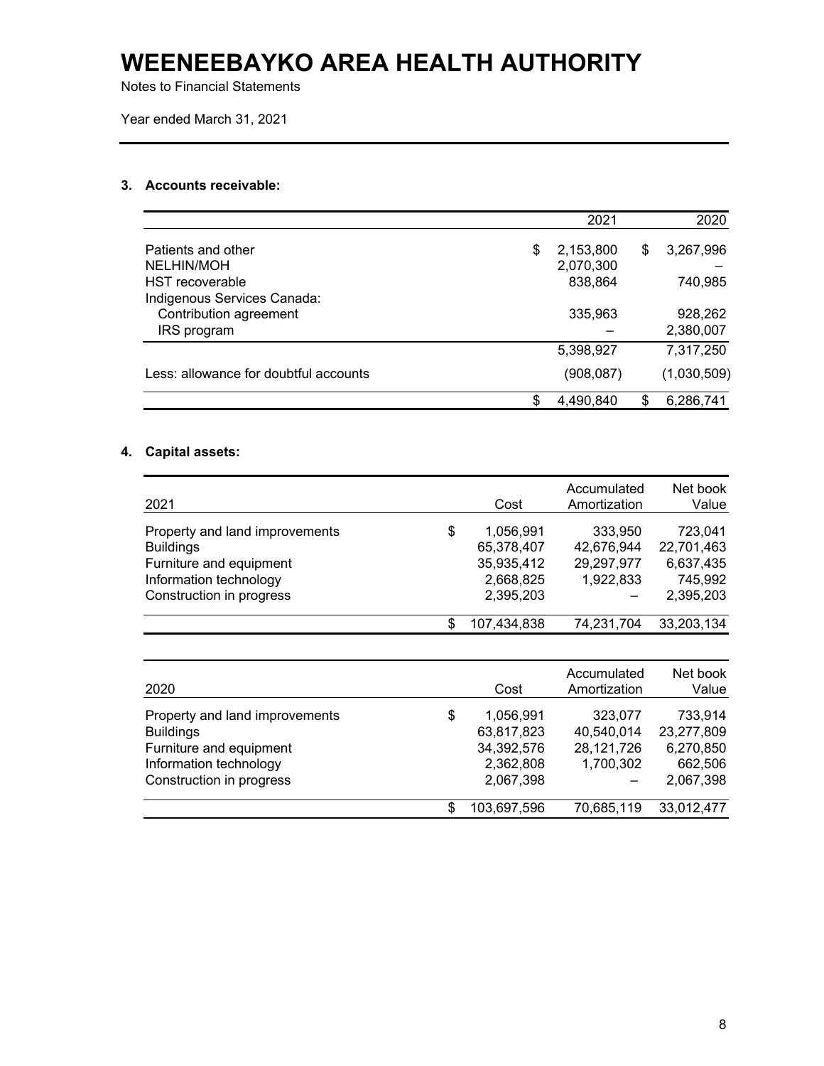# WENEEBAYKO AREA HEALTH AUTHORITY

Notes to Financial Statements

Year ended March 31, 2021

### 3. Accounts receivable:

| | 2021 | 2020 |
|---|---|---|
| Patients and other | $ 2,153,800 | $ 3,267,996 |
| NELHIN/MOH | 2,070,300 | – |
| HST recoverable | 838,864 | 740,985 |
| Indigenous Services Canada: | | |
| Contribution agreement | 335,963 | 928,262 |
| IRS program | – | 2,380,007 |
| | 5,398,927 | 7,317,250 |
| Less: allowance for doubtful accounts | (908,087) | (1,030,509) |
| | $ 4,490,840 | $ 6,286,741 |

### 4. Capital assets:

| 2021 | Cost | Accumulated Amortization | Net book Value |
|---|---|---|---|
| Property and land improvements | $ 1,056,991 | 333,950 | 723,041 |
| Buildings | 65,378,407 | 42,676,944 | 22,701,463 |
| Furniture and equipment | 35,935,412 | 29,297,977 | 6,637,435 |
| Information technology | 2,668,825 | 1,922,833 | 745,992 |
| Construction in progress | 2,395,203 | – | 2,395,203 |
| | $ 107,434,838 | 74,231,704 | 33,203,134 |

| 2020 | Cost | Accumulated Amortization | Net book Value |
|---|---|---|---|
| Property and land improvements | $ 1,056,991 | 323,077 | 733,914 |
| Buildings | 63,817,823 | 40,540,014 | 23,277,809 |
| Furniture and equipment | 34,392,576 | 28,121,726 | 6,270,850 |
| Information technology | 2,362,808 | 1,700,302 | 662,506 |
| Construction in progress | 2,067,398 | – | 2,067,398 |
| | $ 103,697,596 | 70,685,119 | 33,012,477 |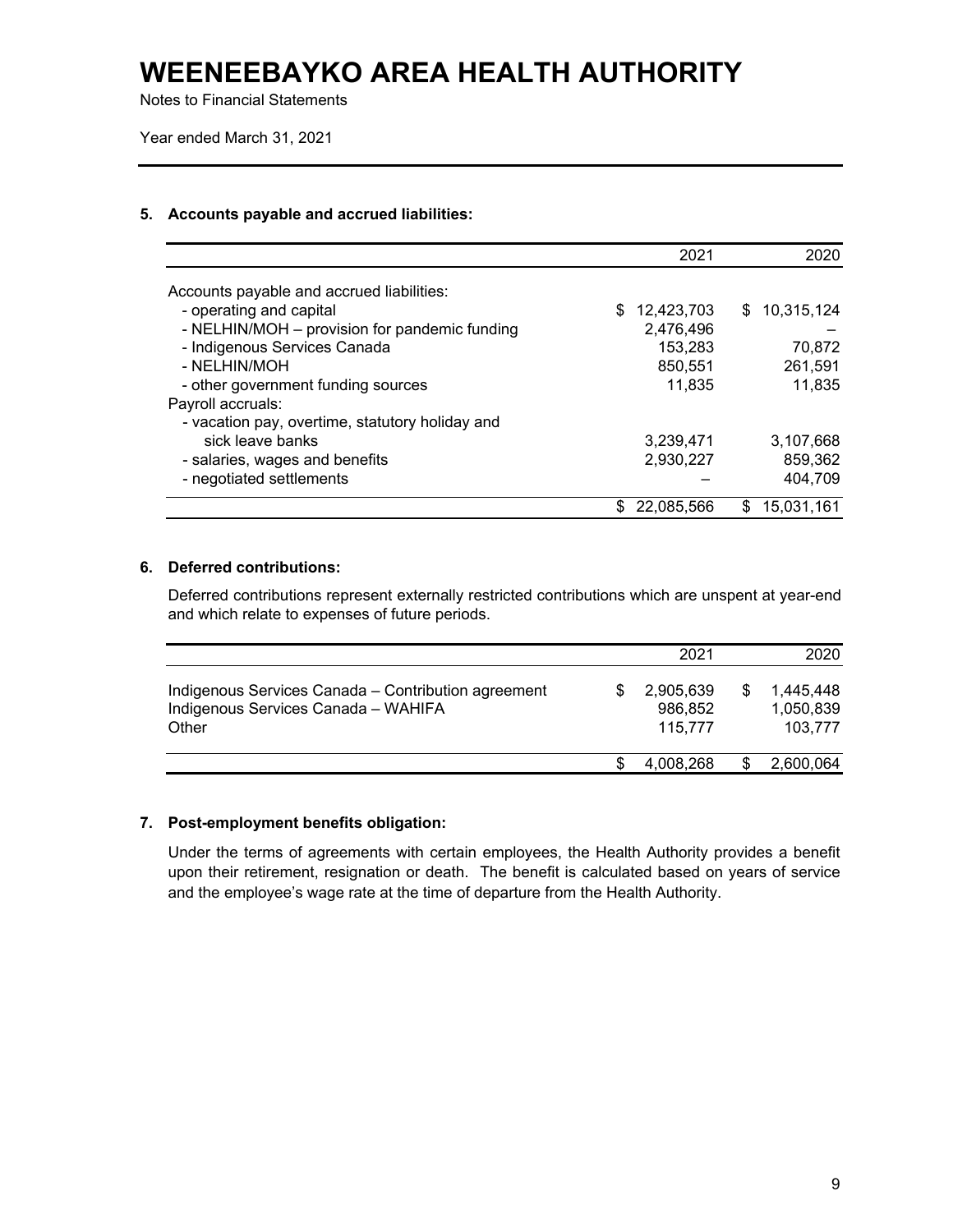# WEENEEBAYKO AREA HEALTH AUTHORITY

Notes to Financial Statements

Year ended March 31, 2021

### 5. Accounts payable and accrued liabilities:

| | 2021 | 2020 |
|---|---:|---:|
| Accounts payable and accrued liabilities: | | |
| - operating and capital | $ 12,423,703 | $ 10,315,124 |
| - NELHIN/MOH – provision for pandemic funding | 2,476,496 | – |
| - Indigenous Services Canada | 153,283 | 70,872 |
| - NELHIN/MOH | 850,551 | 261,591 |
| - other government funding sources | 11,835 | 11,835 |
| Payroll accruals: | | |
| - vacation pay, overtime, statutory holiday and sick leave banks | 3,239,471 | 3,107,668 |
| - salaries, wages and benefits | 2,930,227 | 859,362 |
| - negotiated settlements | – | 404,709 |
| | $ 22,085,566 | $ 15,031,161 |

### 6. Deferred contributions:

Deferred contributions represent externally restricted contributions which are unspent at year-end and which relate to expenses of future periods.

| | 2021 | 2020 |
|---|---:|---:|
| Indigenous Services Canada – Contribution agreement | $ 2,905,639 | $ 1,445,448 |
| Indigenous Services Canada – WAHIFA | 986,852 | 1,050,839 |
| Other | 115,777 | 103,777 |
| | $ 4,008,268 | $ 2,600,064 |

### 7. Post-employment benefits obligation:

Under the terms of agreements with certain employees, the Health Authority provides a benefit upon their retirement, resignation or death. The benefit is calculated based on years of service and the employee's wage rate at the time of departure from the Health Authority.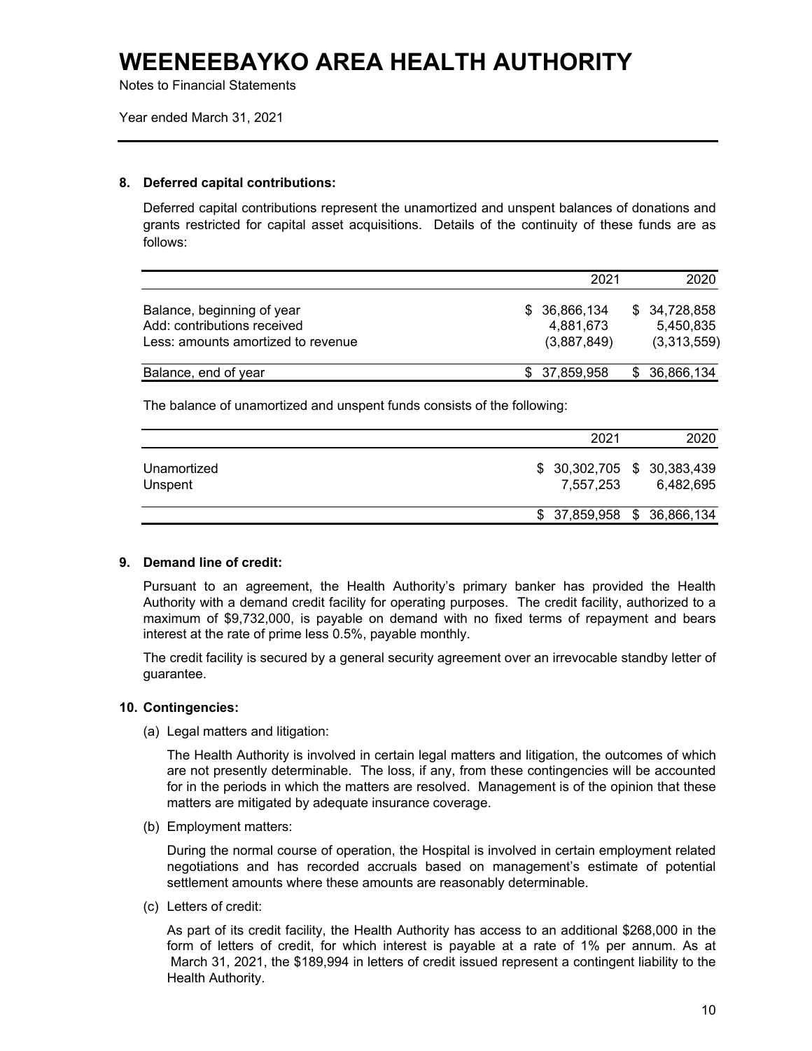# WEENEEBAYKO AREA HEALTH AUTHORITY

Notes to Financial Statements

Year ended March 31, 2021

### 8. Deferred capital contributions:

Deferred capital contributions represent the unamortized and unspent balances of donations and grants restricted for capital asset acquisitions. Details of the continuity of these funds are as follows:

| | 2021 | 2020 |
|---|---|---|
| Balance, beginning of year | $ 36,866,134 | $ 34,728,858 |
| Add: contributions received | 4,881,673 | 5,450,835 |
| Less: amounts amortized to revenue | (3,887,849) | (3,313,559) |
| Balance, end of year | $ 37,859,958 | $ 36,866,134 |

The balance of unamortized and unspent funds consists of the following:

| | 2021 | 2020 |
|---|---|---|
| Unamortized | $ 30,302,705 | $ 30,383,439 |
| Unspent | 7,557,253 | 6,482,695 |
| | $ 37,859,958 | $ 36,866,134 |

### 9. Demand line of credit:

Pursuant to an agreement, the Health Authority's primary banker has provided the Health Authority with a demand credit facility for operating purposes. The credit facility, authorized to a maximum of $9,732,000, is payable on demand with no fixed terms of repayment and bears interest at the rate of prime less 0.5%, payable monthly.

The credit facility is secured by a general security agreement over an irrevocable standby letter of guarantee.

### 10. Contingencies:

(a) Legal matters and litigation:

The Health Authority is involved in certain legal matters and litigation, the outcomes of which are not presently determinable. The loss, if any, from these contingencies will be accounted for in the periods in which the matters are resolved. Management is of the opinion that these matters are mitigated by adequate insurance coverage.

(b) Employment matters:

During the normal course of operation, the Hospital is involved in certain employment related negotiations and has recorded accruals based on management's estimate of potential settlement amounts where these amounts are reasonably determinable.

(c) Letters of credit:

As part of its credit facility, the Health Authority has access to an additional $268,000 in the form of letters of credit, for which interest is payable at a rate of 1% per annum. As at March 31, 2021, the $189,994 in letters of credit issued represent a contingent liability to the Health Authority.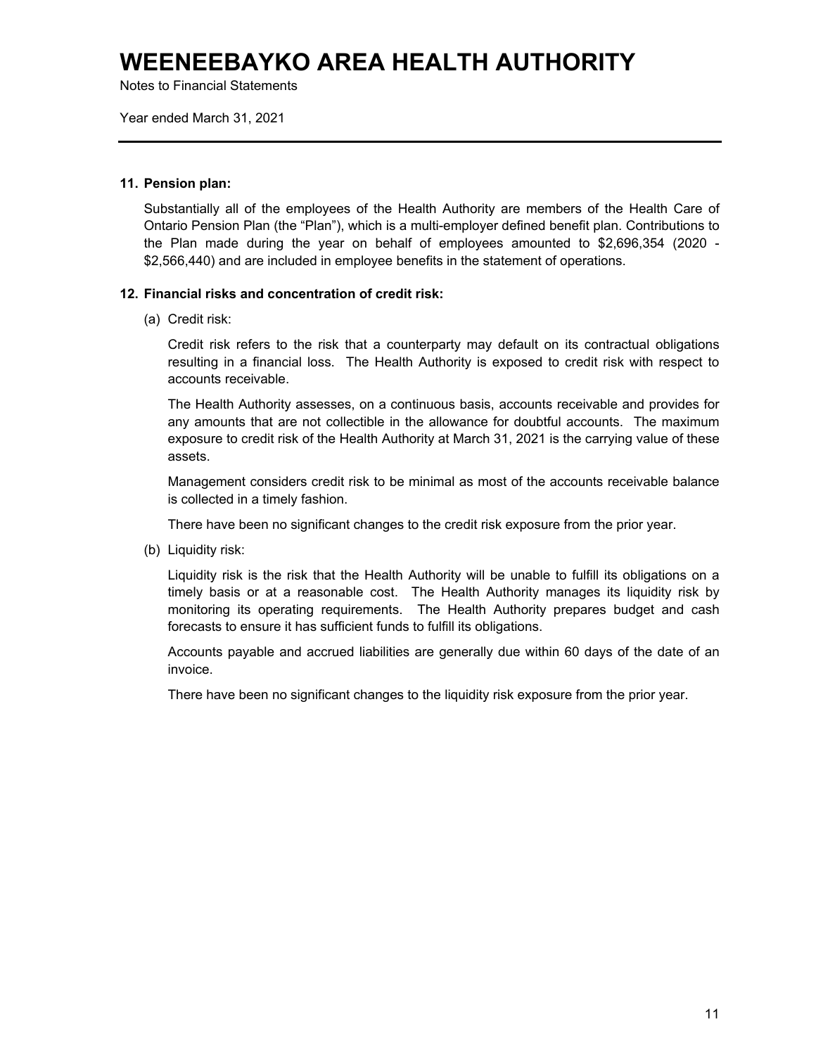# WEENEEBAYKO AREA HEALTH AUTHORITY

Notes to Financial Statements

Year ended March 31, 2021

---

**11. Pension plan:**

Substantially all of the employees of the Health Authority are members of the Health Care of Ontario Pension Plan (the "Plan"), which is a multi-employer defined benefit plan. Contributions to the Plan made during the year on behalf of employees amounted to $2,696,354 (2020 - $2,566,440) and are included in employee benefits in the statement of operations.

**12. Financial risks and concentration of credit risk:**

(a) Credit risk:

Credit risk refers to the risk that a counterparty may default on its contractual obligations resulting in a financial loss. The Health Authority is exposed to credit risk with respect to accounts receivable.

The Health Authority assesses, on a continuous basis, accounts receivable and provides for any amounts that are not collectible in the allowance for doubtful accounts. The maximum exposure to credit risk of the Health Authority at March 31, 2021 is the carrying value of these assets.

Management considers credit risk to be minimal as most of the accounts receivable balance is collected in a timely fashion.

There have been no significant changes to the credit risk exposure from the prior year.

(b) Liquidity risk:

Liquidity risk is the risk that the Health Authority will be unable to fulfill its obligations on a timely basis or at a reasonable cost. The Health Authority manages its liquidity risk by monitoring its operating requirements. The Health Authority prepares budget and cash forecasts to ensure it has sufficient funds to fulfill its obligations.

Accounts payable and accrued liabilities are generally due within 60 days of the date of an invoice.

There have been no significant changes to the liquidity risk exposure from the prior year.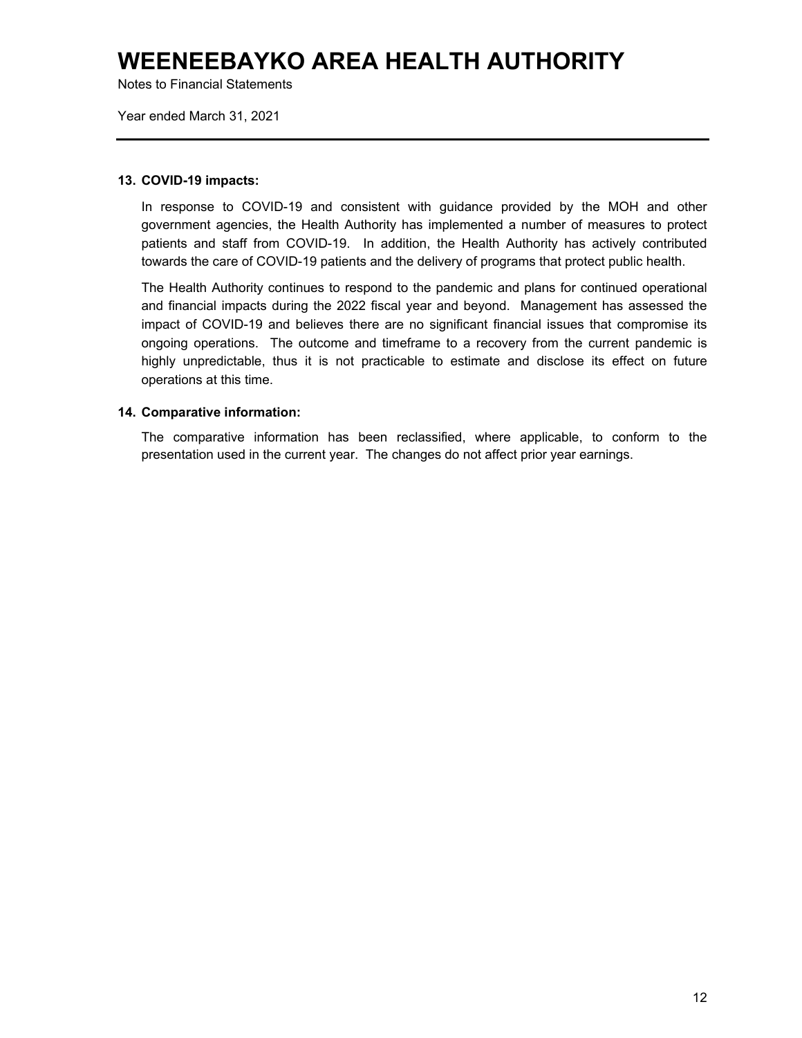# WEENEEBAYKO AREA HEALTH AUTHORITY

Notes to Financial Statements

Year ended March 31, 2021

---

### 13. COVID-19 impacts:

In response to COVID-19 and consistent with guidance provided by the MOH and other government agencies, the Health Authority has implemented a number of measures to protect patients and staff from COVID-19. In addition, the Health Authority has actively contributed towards the care of COVID-19 patients and the delivery of programs that protect public health.

The Health Authority continues to respond to the pandemic and plans for continued operational and financial impacts during the 2022 fiscal year and beyond. Management has assessed the impact of COVID-19 and believes there are no significant financial issues that compromise its ongoing operations. The outcome and timeframe to a recovery from the current pandemic is highly unpredictable, thus it is not practicable to estimate and disclose its effect on future operations at this time.

### 14. Comparative information:

The comparative information has been reclassified, where applicable, to conform to the presentation used in the current year. The changes do not affect prior year earnings.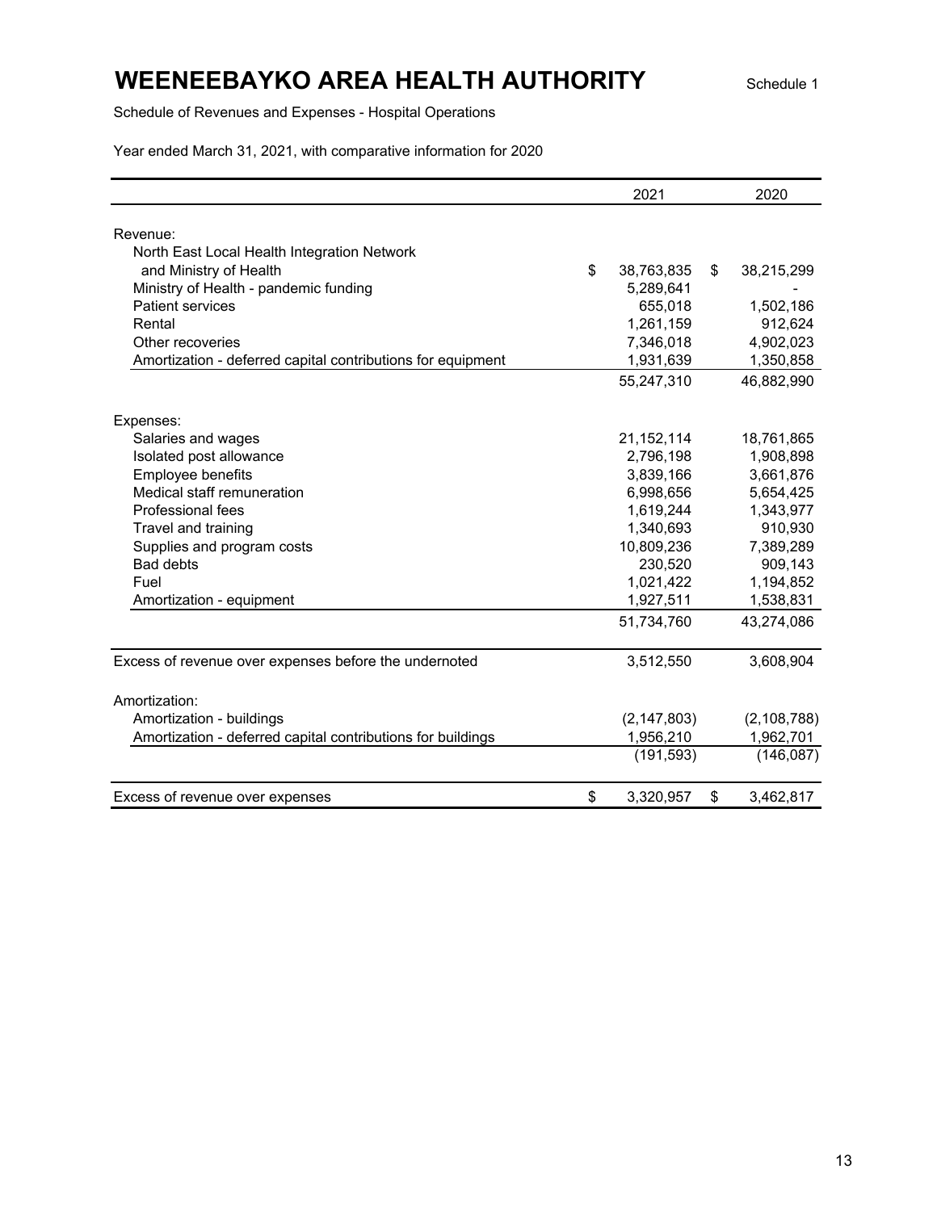# WEENEEBAYKO AREA HEALTH AUTHORITY

Schedule 1

Schedule of Revenues and Expenses - Hospital Operations

Year ended March 31, 2021, with comparative information for 2020

| | 2021 | 2020 |
|---|---|---|
| Revenue: | | |
| North East Local Health Integration Network and Ministry of Health | $ 38,763,835 | $ 38,215,299 |
| Ministry of Health - pandemic funding | 5,289,641 | - |
| Patient services | 655,018 | 1,502,186 |
| Rental | 1,261,159 | 912,624 |
| Other recoveries | 7,346,018 | 4,902,023 |
| Amortization - deferred capital contributions for equipment | 1,931,639 | 1,350,858 |
| | 55,247,310 | 46,882,990 |
| Expenses: | | |
| Salaries and wages | 21,152,114 | 18,761,865 |
| Isolated post allowance | 2,796,198 | 1,908,898 |
| Employee benefits | 3,839,166 | 3,661,876 |
| Medical staff remuneration | 6,998,656 | 5,654,425 |
| Professional fees | 1,619,244 | 1,343,977 |
| Travel and training | 1,340,693 | 910,930 |
| Supplies and program costs | 10,809,236 | 7,389,289 |
| Bad debts | 230,520 | 909,143 |
| Fuel | 1,021,422 | 1,194,852 |
| Amortization - equipment | 1,927,511 | 1,538,831 |
| | 51,734,760 | 43,274,086 |
| Excess of revenue over expenses before the undernoted | 3,512,550 | 3,608,904 |
| Amortization: | | |
| Amortization - buildings | (2,147,803) | (2,108,788) |
| Amortization - deferred capital contributions for buildings | 1,956,210 | 1,962,701 |
| | (191,593) | (146,087) |
| Excess of revenue over expenses | $ 3,320,957 | $ 3,462,817 |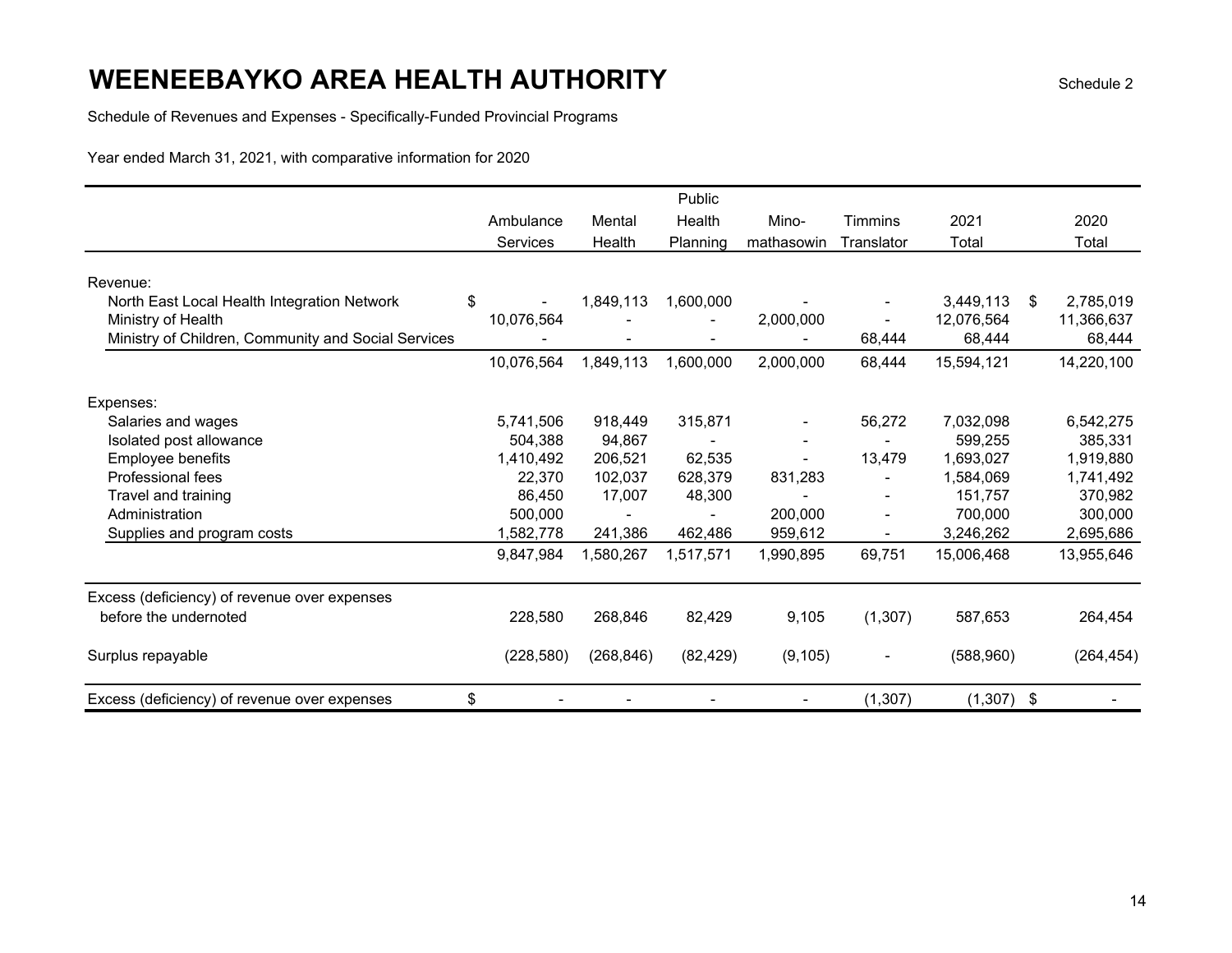# WEENEEBAYKO AREA HEALTH AUTHORITY

Schedule 2

Schedule of Revenues and Expenses - Specifically-Funded Provincial Programs

Year ended March 31, 2021, with comparative information for 2020

| | Ambulance Services | Mental Health | Public Health Planning | Mino-mathasowin | Timmins Translator | 2021 Total | 2020 Total |
|---|---|---|---|---|---|---|---|
| Revenue: | | | | | | | |
| North East Local Health Integration Network | $ - | 1,849,113 | 1,600,000 | - | - | 3,449,113 | $ 2,785,019 |
| Ministry of Health | 10,076,564 | - | - | 2,000,000 | - | 12,076,564 | 11,366,637 |
| Ministry of Children, Community and Social Services | - | - | - | - | 68,444 | 68,444 | 68,444 |
| | 10,076,564 | 1,849,113 | 1,600,000 | 2,000,000 | 68,444 | 15,594,121 | 14,220,100 |
| Expenses: | | | | | | | |
| Salaries and wages | 5,741,506 | 918,449 | 315,871 | - | 56,272 | 7,032,098 | 6,542,275 |
| Isolated post allowance | 504,388 | 94,867 | - | - | - | 599,255 | 385,331 |
| Employee benefits | 1,410,492 | 206,521 | 62,535 | - | 13,479 | 1,693,027 | 1,919,880 |
| Professional fees | 22,370 | 102,037 | 628,379 | 831,283 | - | 1,584,069 | 1,741,492 |
| Travel and training | 86,450 | 17,007 | 48,300 | - | - | 151,757 | 370,982 |
| Administration | 500,000 | - | - | 200,000 | - | 700,000 | 300,000 |
| Supplies and program costs | 1,582,778 | 241,386 | 462,486 | 959,612 | - | 3,246,262 | 2,695,686 |
| | 9,847,984 | 1,580,267 | 1,517,571 | 1,990,895 | 69,751 | 15,006,468 | 13,955,646 |
| Excess (deficiency) of revenue over expenses before the undernoted | 228,580 | 268,846 | 82,429 | 9,105 | (1,307) | 587,653 | 264,454 |
| Surplus repayable | (228,580) | (268,846) | (82,429) | (9,105) | - | (588,960) | (264,454) |
| Excess (deficiency) of revenue over expenses | $ - | - | - | - | (1,307) | (1,307) | $ - |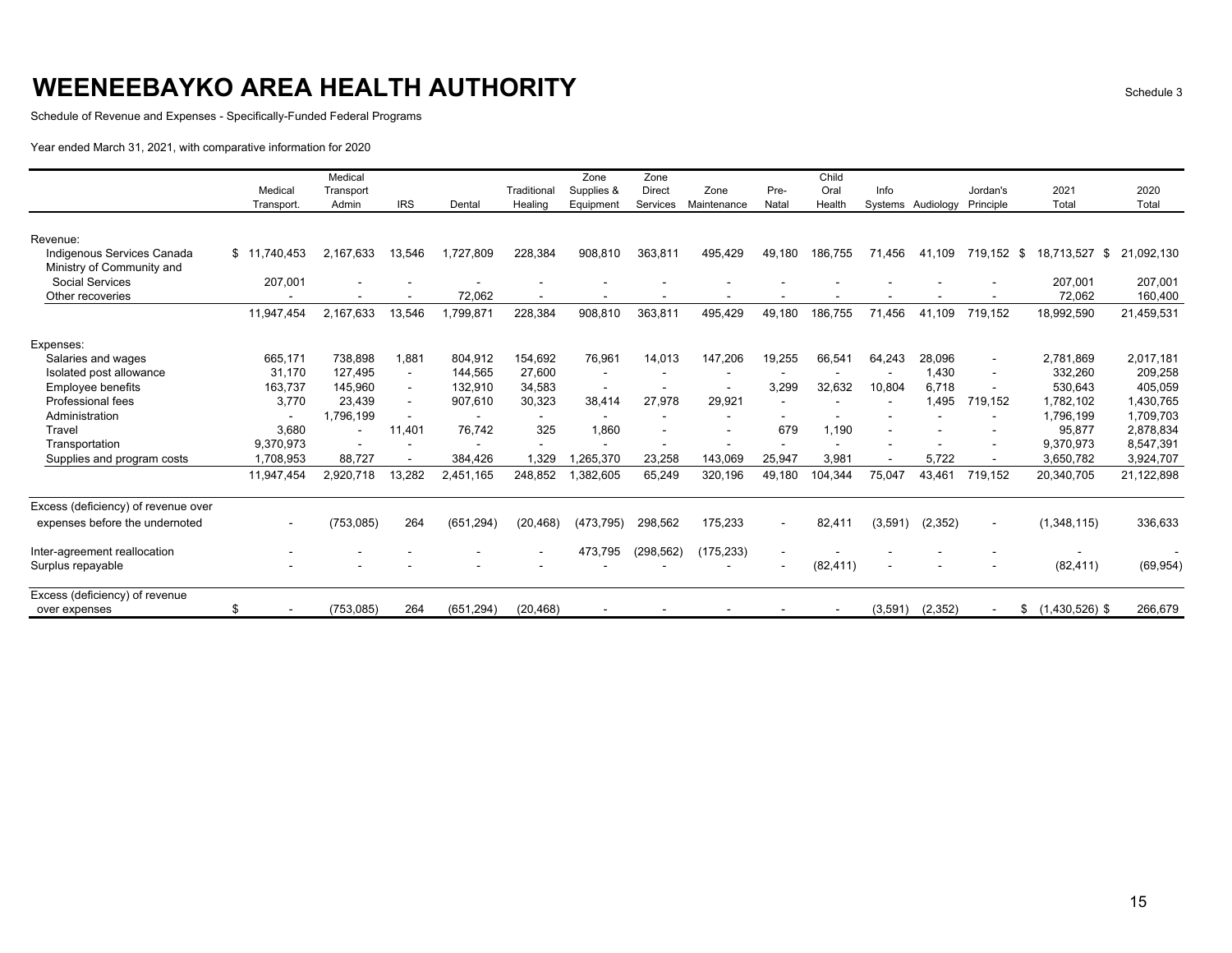# WEENEEBAYKO AREA HEALTH AUTHORITY

Schedule 3

Schedule of Revenue and Expenses - Specifically-Funded Federal Programs

Year ended March 31, 2021, with comparative information for 2020

| | Medical Transport. | Medical Transport Admin | IRS | Dental | Traditional Healing | Zone Supplies & Equipment | Zone Direct Services | Zone Maintenance | Pre-Natal | Child Oral Health | Info Systems | Audiology | Jordan's Principle | 2021 Total | 2020 Total |
|---|---|---|---|---|---|---|---|---|---|---|---|---|---|---|---|
| Revenue: | | | | | | | | | | | | | | | |
| Indigenous Services Canada | $ 11,740,453 | 2,167,633 | 13,546 | 1,727,809 | 228,384 | 908,810 | 363,811 | 495,429 | 49,180 | 186,755 | 71,456 | 41,109 | 719,152 | $ 18,713,527 | $ 21,092,130 |
| Ministry of Community and Social Services | 207,001 | - | - | - | - | - | - | - | - | - | - | - | - | 207,001 | 207,001 |
| Other recoveries | - | - | - | 72,062 | - | - | - | - | - | - | - | - | - | 72,062 | 160,400 |
| | 11,947,454 | 2,167,633 | 13,546 | 1,799,871 | 228,384 | 908,810 | 363,811 | 495,429 | 49,180 | 186,755 | 71,456 | 41,109 | 719,152 | 18,992,590 | 21,459,531 |
| Expenses: | | | | | | | | | | | | | | | |
| Salaries and wages | 665,171 | 738,898 | 1,881 | 804,912 | 154,692 | 76,961 | 14,013 | 147,206 | 19,255 | 66,541 | 64,243 | 28,096 | - | 2,781,869 | 2,017,181 |
| Isolated post allowance | 31,170 | 127,495 | - | 144,565 | 27,600 | - | - | - | - | - | - | 1,430 | - | 332,260 | 209,258 |
| Employee benefits | 163,737 | 145,960 | - | 132,910 | 34,583 | - | - | - | 3,299 | 32,632 | 10,804 | 6,718 | - | 530,643 | 405,059 |
| Professional fees | 3,770 | 23,439 | - | 907,610 | 30,323 | 38,414 | 27,978 | 29,921 | - | - | - | 1,495 | 719,152 | 1,782,102 | 1,430,765 |
| Administration | - | 1,796,199 | - | - | - | - | - | - | - | - | - | - | - | 1,796,199 | 1,709,703 |
| Travel | 3,680 | - | 11,401 | 76,742 | 325 | 1,860 | - | - | 679 | 1,190 | - | - | - | 95,877 | 2,878,834 |
| Transportation | 9,370,973 | - | - | - | - | - | - | - | - | - | - | - | - | 9,370,973 | 8,547,391 |
| Supplies and program costs | 1,708,953 | 88,727 | - | 384,426 | 1,329 | 1,265,370 | 23,258 | 143,069 | 25,947 | 3,981 | - | 5,722 | - | 3,650,782 | 3,924,707 |
| | 11,947,454 | 2,920,718 | 13,282 | 2,451,165 | 248,852 | 1,382,605 | 65,249 | 320,196 | 49,180 | 104,344 | 75,047 | 43,461 | 719,152 | 20,340,705 | 21,122,898 |
| Excess (deficiency) of revenue over expenses before the undernoted | - | (753,085) | 264 | (651,294) | (20,468) | (473,795) | 298,562 | 175,233 | - | 82,411 | (3,591) | (2,352) | - | (1,348,115) | 336,633 |
| Inter-agreement reallocation | - | - | - | - | - | 473,795 | (298,562) | (175,233) | - | - | - | - | - | - | - |
| Surplus repayable | - | - | - | - | - | - | - | - | - | (82,411) | - | - | - | (82,411) | (69,954) |
| Excess (deficiency) of revenue over expenses | $ - | (753,085) | 264 | (651,294) | (20,468) | - | - | - | - | - | (3,591) | (2,352) | - | $ (1,430,526) | $ 266,679 |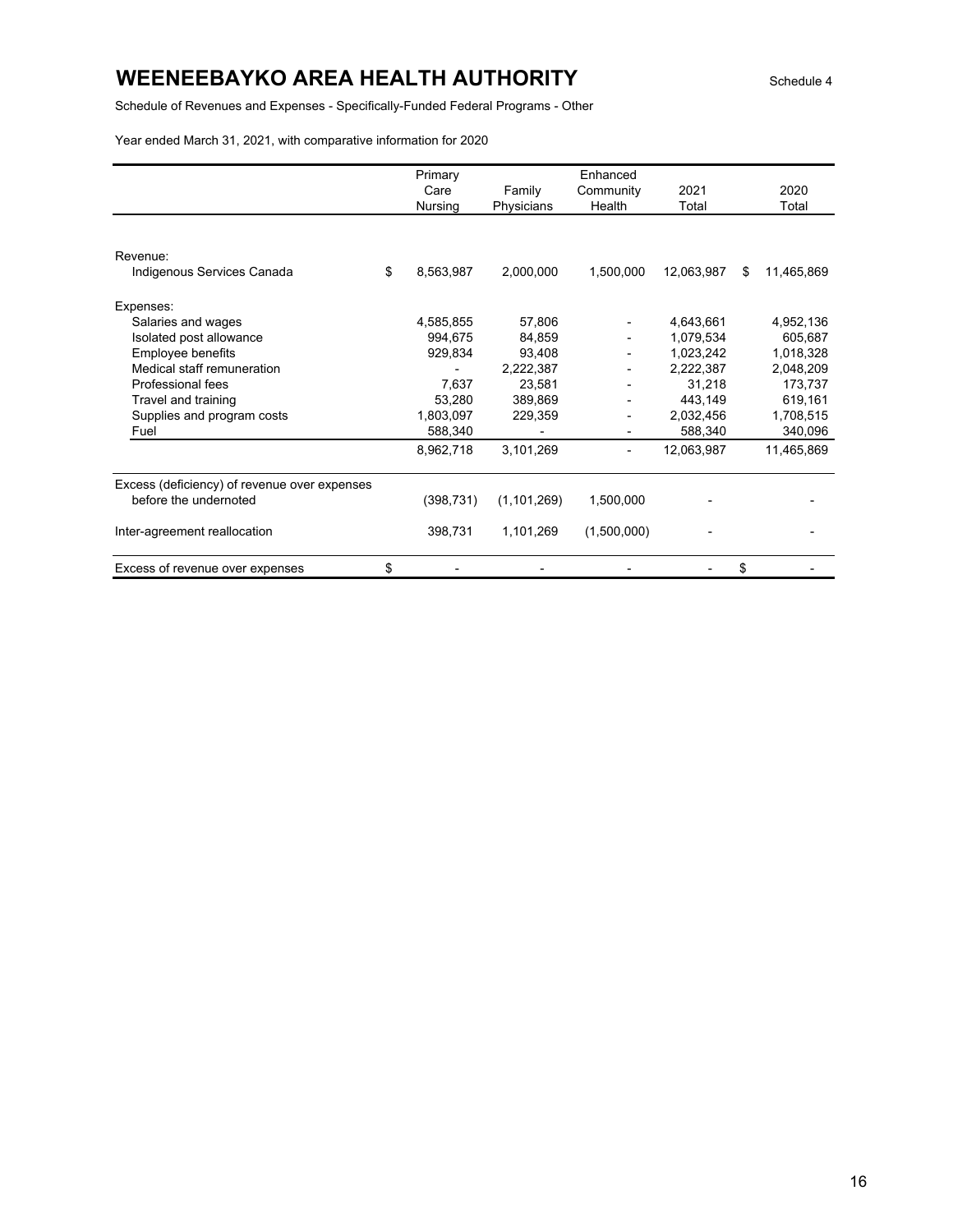# WEENEEBAYKO AREA HEALTH AUTHORITY

Schedule 4

Schedule of Revenues and Expenses - Specifically-Funded Federal Programs - Other

Year ended March 31, 2021, with comparative information for 2020

| | Primary Care Nursing | Family Physicians | Enhanced Community Health | 2021 Total | 2020 Total |
|---|---|---|---|---|---|
| Revenue: | | | | | |
| Indigenous Services Canada | $ 8,563,987 | 2,000,000 | 1,500,000 | 12,063,987 | $ 11,465,869 |
| Expenses: | | | | | |
| Salaries and wages | 4,585,855 | 57,806 | - | 4,643,661 | 4,952,136 |
| Isolated post allowance | 994,675 | 84,859 | - | 1,079,534 | 605,687 |
| Employee benefits | 929,834 | 93,408 | - | 1,023,242 | 1,018,328 |
| Medical staff remuneration | - | 2,222,387 | - | 2,222,387 | 2,048,209 |
| Professional fees | 7,637 | 23,581 | - | 31,218 | 173,737 |
| Travel and training | 53,280 | 389,869 | - | 443,149 | 619,161 |
| Supplies and program costs | 1,803,097 | 229,359 | - | 2,032,456 | 1,708,515 |
| Fuel | 588,340 | - | - | 588,340 | 340,096 |
| | 8,962,718 | 3,101,269 | - | 12,063,987 | 11,465,869 |
| Excess (deficiency) of revenue over expenses before the undernoted | (398,731) | (1,101,269) | 1,500,000 | - | - |
| Inter-agreement reallocation | 398,731 | 1,101,269 | (1,500,000) | - | - |
| Excess of revenue over expenses | $ - | - | - | - | $ - |